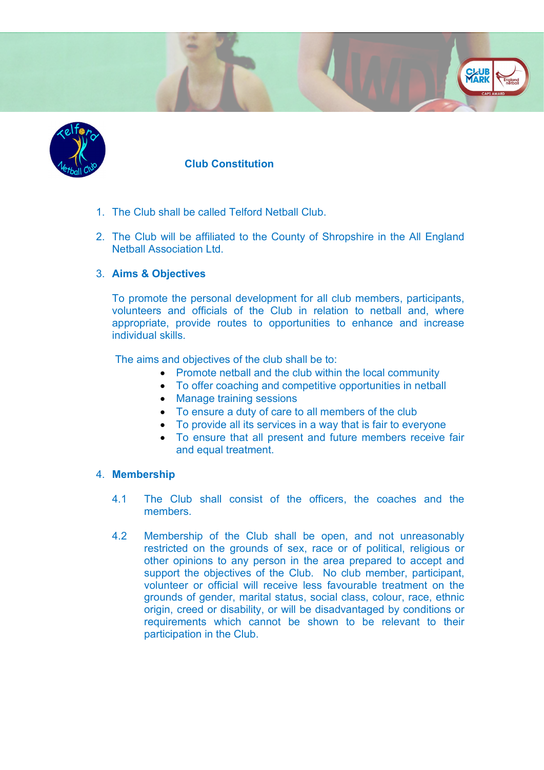# Club Constitution

1. The Club shall be called Telford Netball Club.

2. The Club will be affiliated to the County of Shropshire in the All England Netball Association Ltd.

3. **Aims & Objectives**

   To promote the personal development for all club members, participants, volunteers and officials of the Club in relation to netball and, where appropriate, provide routes to opportunities to enhance and increase individual skills.

   The aims and objectives of the club shall be to:

   - Promote netball and the club within the local community
   - To offer coaching and competitive opportunities in netball
   - Manage training sessions
   - To ensure a duty of care to all members of the club
   - To provide all its services in a way that is fair to everyone
   - To ensure that all present and future members receive fair and equal treatment.

4. **Membership**

   4.1 The Club shall consist of the officers, the coaches and the members.

   4.2 Membership of the Club shall be open, and not unreasonably restricted on the grounds of sex, race or of political, religious or other opinions to any person in the area prepared to accept and support the objectives of the Club. No club member, participant, volunteer or official will receive less favourable treatment on the grounds of gender, marital status, social class, colour, race, ethnic origin, creed or disability, or will be disadvantaged by conditions or requirements which cannot be shown to be relevant to their participation in the Club.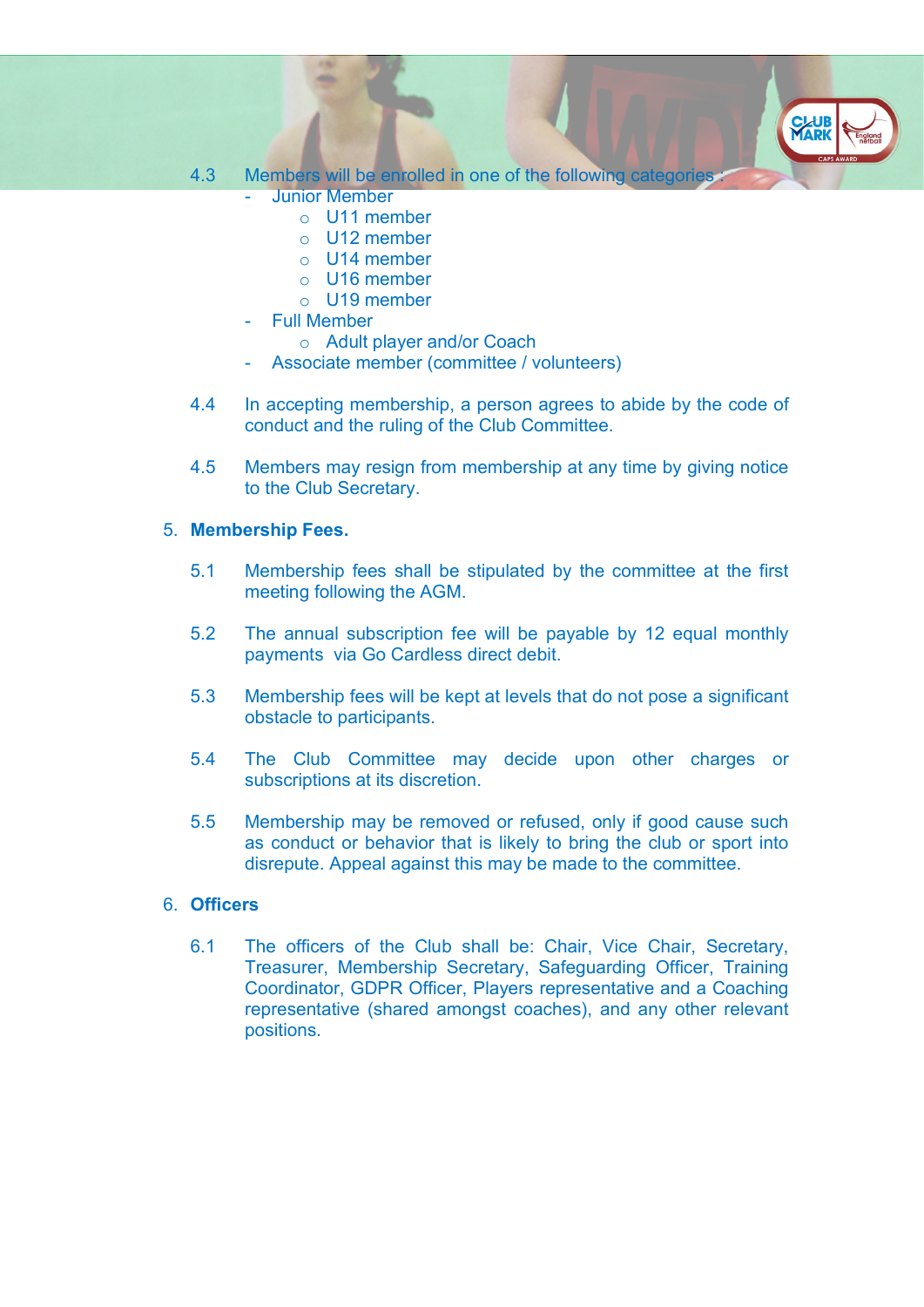4.3 Members will be enrolled in one of the following categories :

- Junior Member
  - U11 member
  - U12 member
  - U14 member
  - U16 member
  - U19 member
- Full Member
  - Adult player and/or Coach
- Associate member (committee / volunteers)

4.4 In accepting membership, a person agrees to abide by the code of conduct and the ruling of the Club Committee.

4.5 Members may resign from membership at any time by giving notice to the Club Secretary.

5. **Membership Fees.**

5.1 Membership fees shall be stipulated by the committee at the first meeting following the AGM.

5.2 The annual subscription fee will be payable by 12 equal monthly payments via Go Cardless direct debit.

5.3 Membership fees will be kept at levels that do not pose a significant obstacle to participants.

5.4 The Club Committee may decide upon other charges or subscriptions at its discretion.

5.5 Membership may be removed or refused, only if good cause such as conduct or behavior that is likely to bring the club or sport into disrepute. Appeal against this may be made to the committee.

6. **Officers**

6.1 The officers of the Club shall be: Chair, Vice Chair, Secretary, Treasurer, Membership Secretary, Safeguarding Officer, Training Coordinator, GDPR Officer, Players representative and a Coaching representative (shared amongst coaches), and any other relevant positions.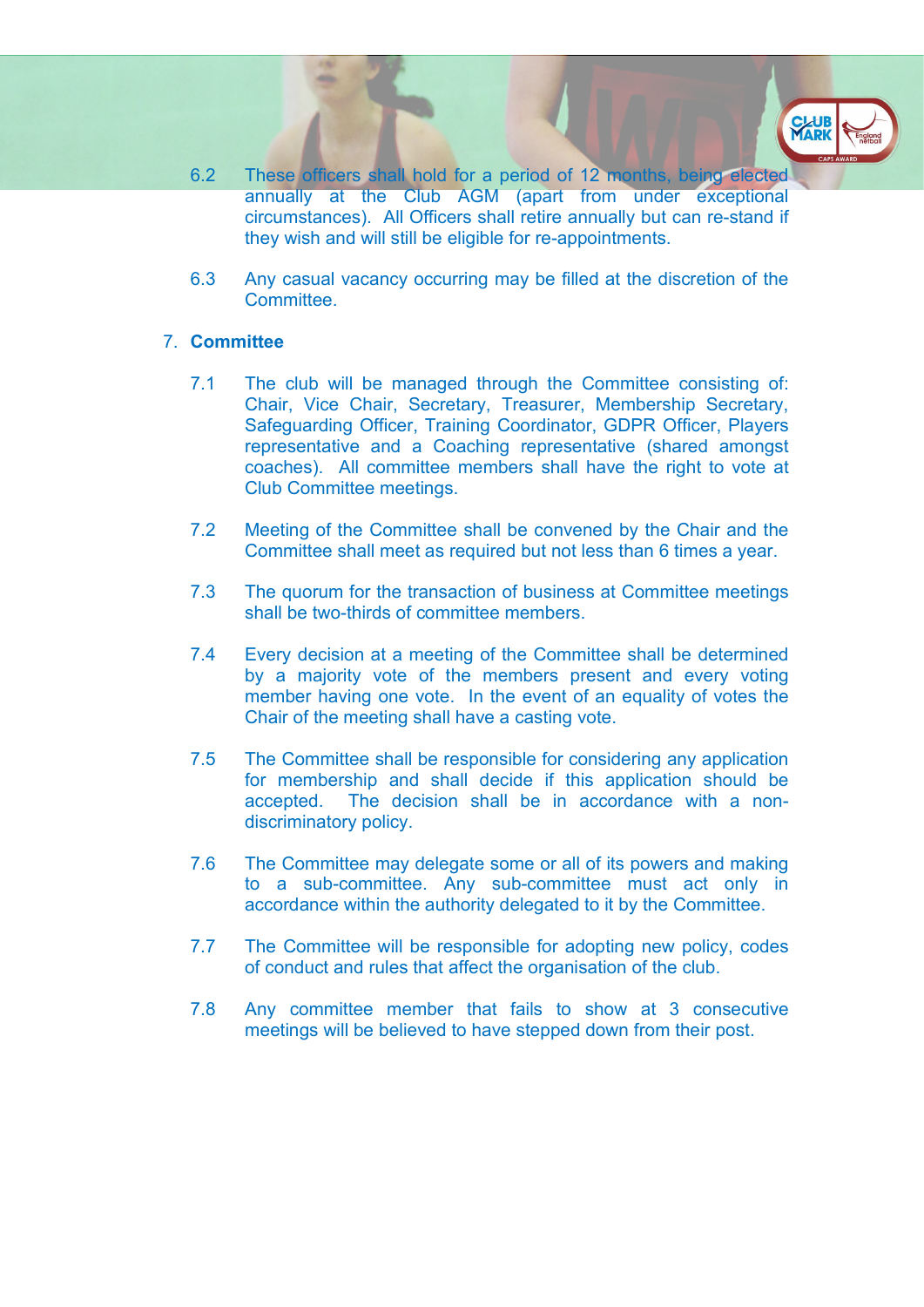6.2 These officers shall hold for a period of 12 months, being elected annually at the Club AGM (apart from under exceptional circumstances). All Officers shall retire annually but can re-stand if they wish and will still be eligible for re-appointments.

6.3 Any casual vacancy occurring may be filled at the discretion of the Committee.

## 7. Committee

7.1 The club will be managed through the Committee consisting of: Chair, Vice Chair, Secretary, Treasurer, Membership Secretary, Safeguarding Officer, Training Coordinator, GDPR Officer, Players representative and a Coaching representative (shared amongst coaches). All committee members shall have the right to vote at Club Committee meetings.

7.2 Meeting of the Committee shall be convened by the Chair and the Committee shall meet as required but not less than 6 times a year.

7.3 The quorum for the transaction of business at Committee meetings shall be two-thirds of committee members.

7.4 Every decision at a meeting of the Committee shall be determined by a majority vote of the members present and every voting member having one vote. In the event of an equality of votes the Chair of the meeting shall have a casting vote.

7.5 The Committee shall be responsible for considering any application for membership and shall decide if this application should be accepted. The decision shall be in accordance with a non-discriminatory policy.

7.6 The Committee may delegate some or all of its powers and making to a sub-committee. Any sub-committee must act only in accordance within the authority delegated to it by the Committee.

7.7 The Committee will be responsible for adopting new policy, codes of conduct and rules that affect the organisation of the club.

7.8 Any committee member that fails to show at 3 consecutive meetings will be believed to have stepped down from their post.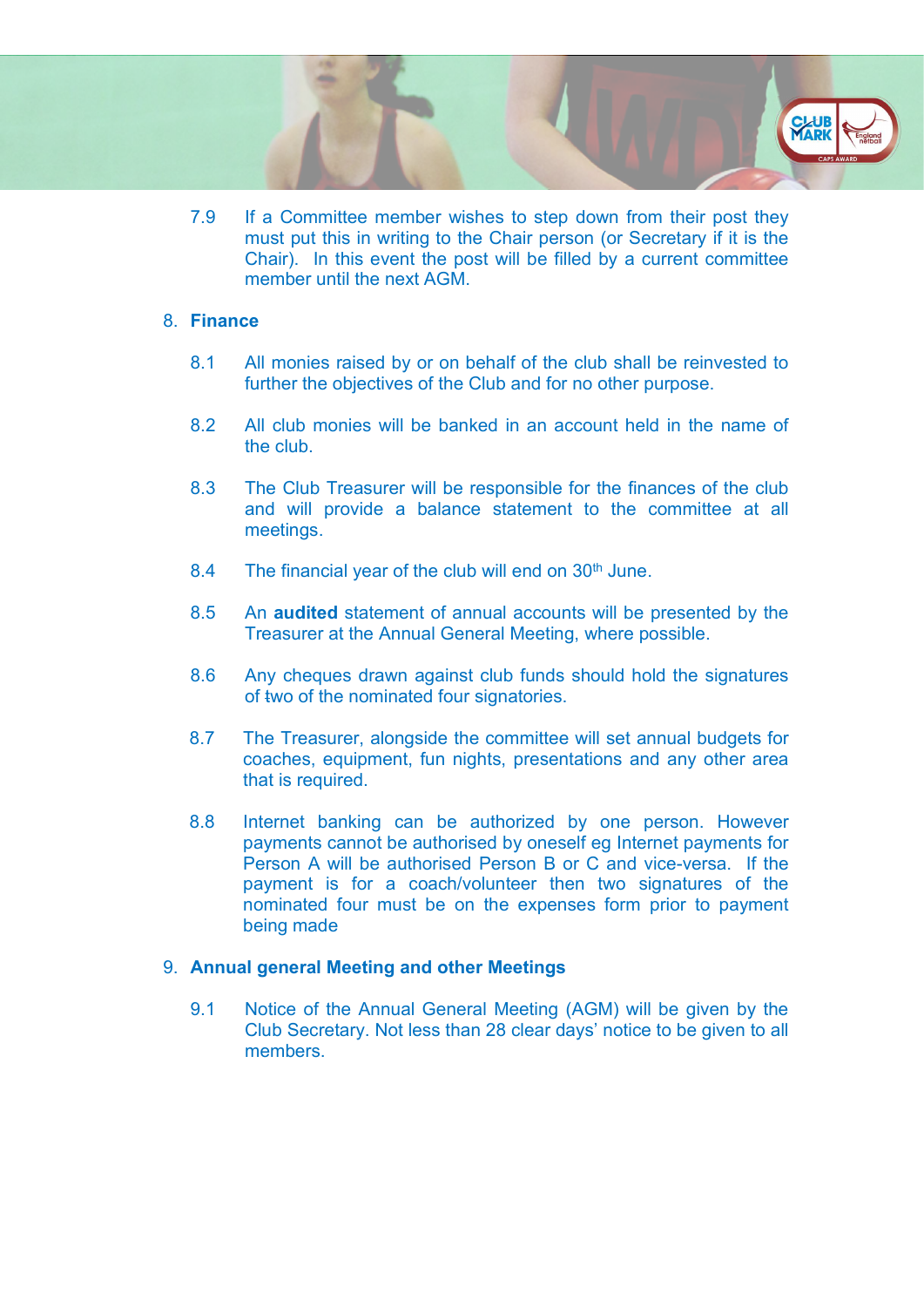7.9 If a Committee member wishes to step down from their post they must put this in writing to the Chair person (or Secretary if it is the Chair). In this event the post will be filled by a current committee member until the next AGM.

## 8. Finance

8.1 All monies raised by or on behalf of the club shall be reinvested to further the objectives of the Club and for no other purpose.

8.2 All club monies will be banked in an account held in the name of the club.

8.3 The Club Treasurer will be responsible for the finances of the club and will provide a balance statement to the committee at all meetings.

8.4 The financial year of the club will end on 30th June.

8.5 An **audited** statement of annual accounts will be presented by the Treasurer at the Annual General Meeting, where possible.

8.6 Any cheques drawn against club funds should hold the signatures of two of the nominated four signatories.

8.7 The Treasurer, alongside the committee will set annual budgets for coaches, equipment, fun nights, presentations and any other area that is required.

8.8 Internet banking can be authorized by one person. However payments cannot be authorised by oneself eg Internet payments for Person A will be authorised Person B or C and vice-versa. If the payment is for a coach/volunteer then two signatures of the nominated four must be on the expenses form prior to payment being made

## 9. Annual general Meeting and other Meetings

9.1 Notice of the Annual General Meeting (AGM) will be given by the Club Secretary. Not less than 28 clear days' notice to be given to all members.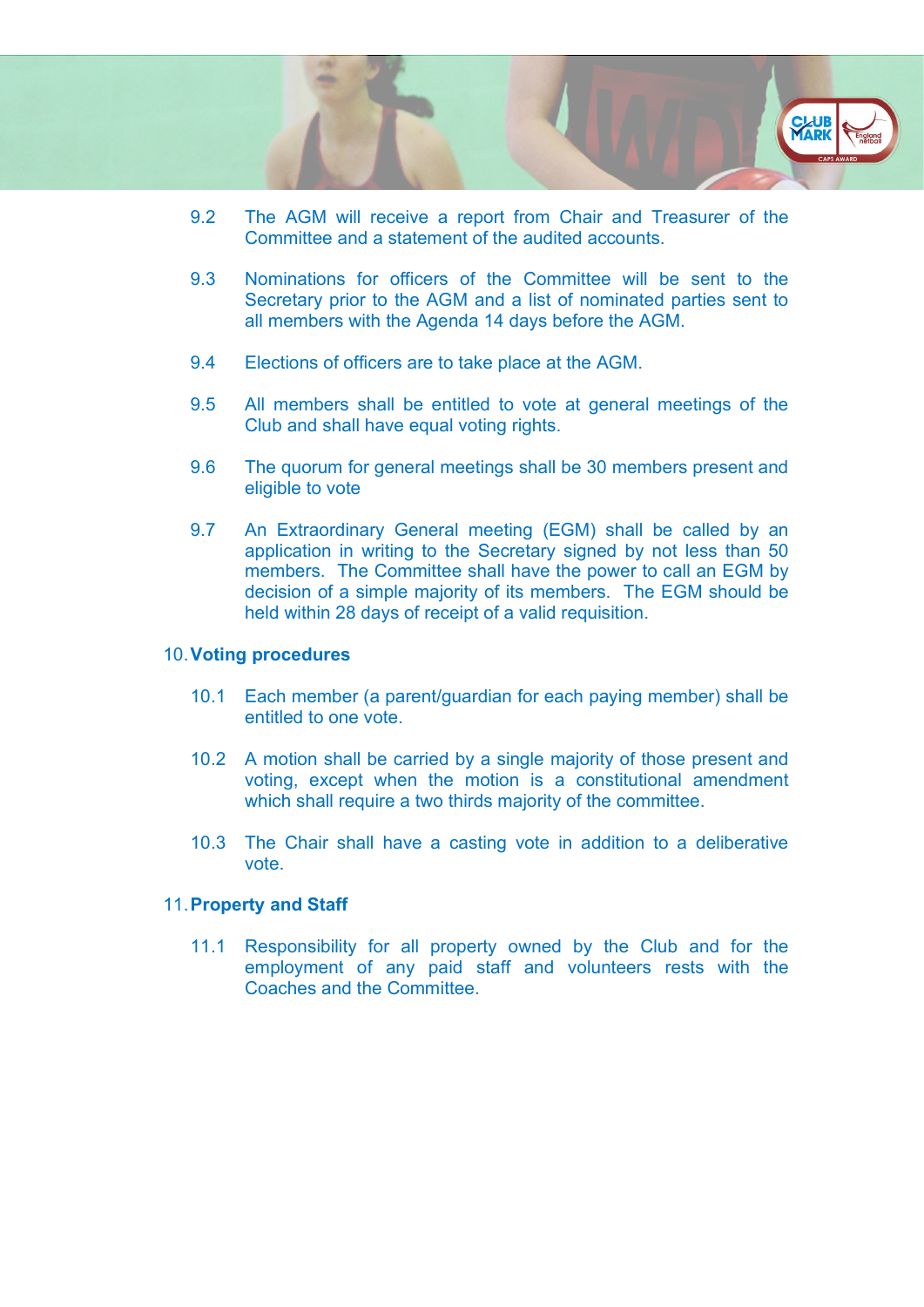9.2 The AGM will receive a report from Chair and Treasurer of the Committee and a statement of the audited accounts.

9.3 Nominations for officers of the Committee will be sent to the Secretary prior to the AGM and a list of nominated parties sent to all members with the Agenda 14 days before the AGM.

9.4 Elections of officers are to take place at the AGM.

9.5 All members shall be entitled to vote at general meetings of the Club and shall have equal voting rights.

9.6 The quorum for general meetings shall be 30 members present and eligible to vote

9.7 An Extraordinary General meeting (EGM) shall be called by an application in writing to the Secretary signed by not less than 50 members. The Committee shall have the power to call an EGM by decision of a simple majority of its members. The EGM should be held within 28 days of receipt of a valid requisition.

## 10. Voting procedures

10.1 Each member (a parent/guardian for each paying member) shall be entitled to one vote.

10.2 A motion shall be carried by a single majority of those present and voting, except when the motion is a constitutional amendment which shall require a two thirds majority of the committee.

10.3 The Chair shall have a casting vote in addition to a deliberative vote.

## 11. Property and Staff

11.1 Responsibility for all property owned by the Club and for the employment of any paid staff and volunteers rests with the Coaches and the Committee.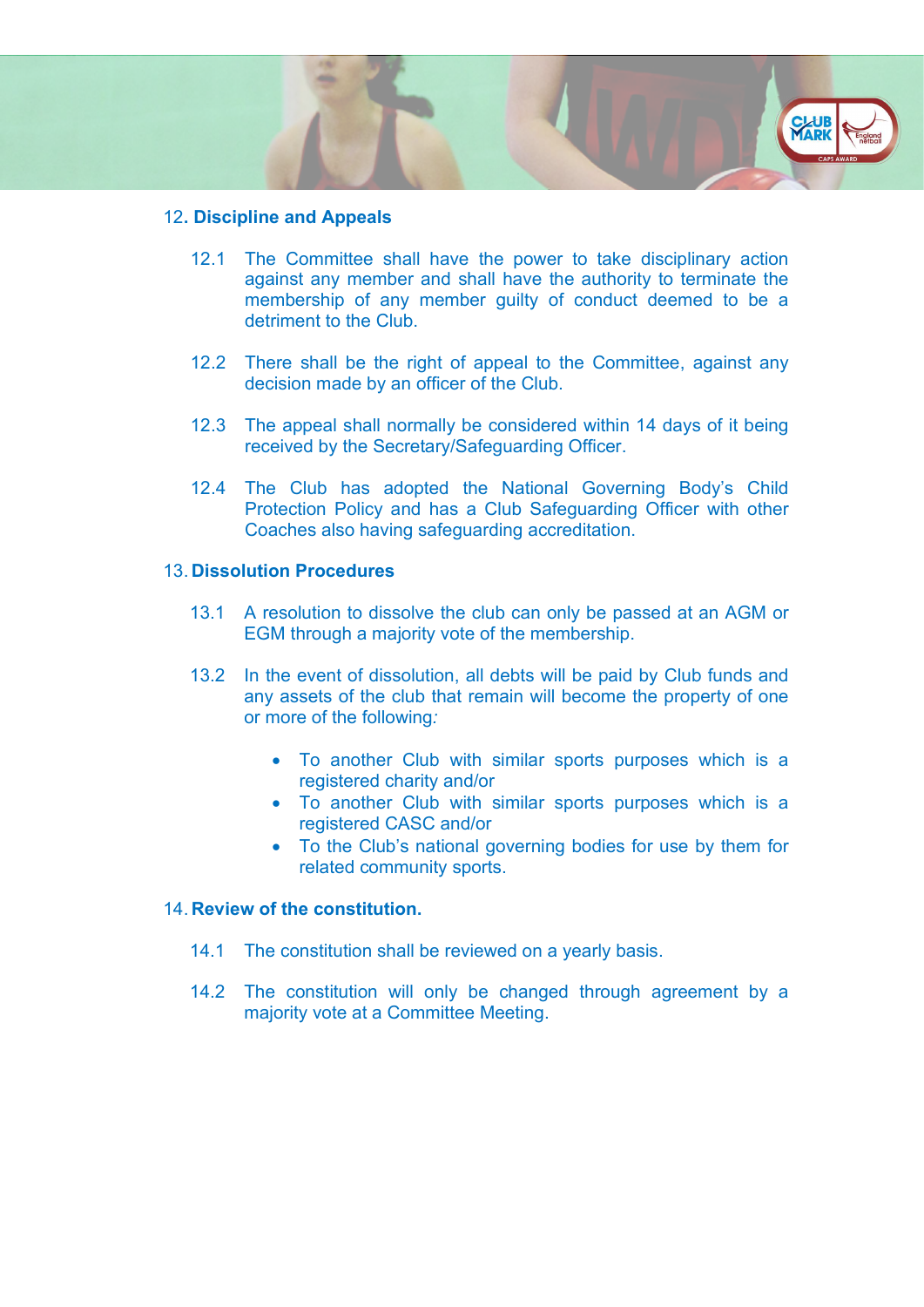## 12. Discipline and Appeals

12.1 The Committee shall have the power to take disciplinary action against any member and shall have the authority to terminate the membership of any member guilty of conduct deemed to be a detriment to the Club.

12.2 There shall be the right of appeal to the Committee, against any decision made by an officer of the Club.

12.3 The appeal shall normally be considered within 14 days of it being received by the Secretary/Safeguarding Officer.

12.4 The Club has adopted the National Governing Body's Child Protection Policy and has a Club Safeguarding Officer with other Coaches also having safeguarding accreditation.

## 13. Dissolution Procedures

13.1 A resolution to dissolve the club can only be passed at an AGM or EGM through a majority vote of the membership.

13.2 In the event of dissolution, all debts will be paid by Club funds and any assets of the club that remain will become the property of one or more of the following*:*

- To another Club with similar sports purposes which is a registered charity and/or
- To another Club with similar sports purposes which is a registered CASC and/or
- To the Club's national governing bodies for use by them for related community sports.

## 14. Review of the constitution.

14.1 The constitution shall be reviewed on a yearly basis.

14.2 The constitution will only be changed through agreement by a majority vote at a Committee Meeting.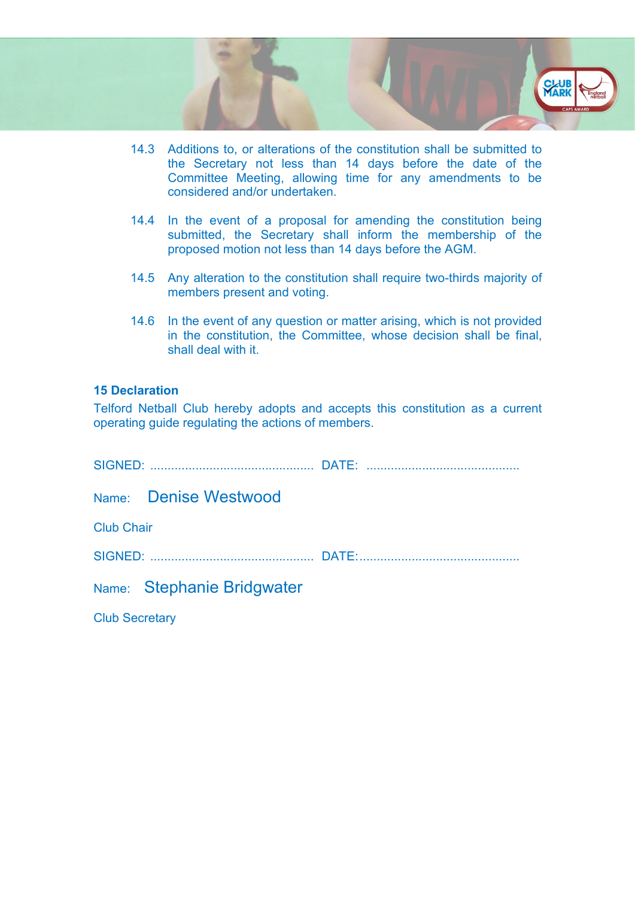14.3 Additions to, or alterations of the constitution shall be submitted to the Secretary not less than 14 days before the date of the Committee Meeting, allowing time for any amendments to be considered and/or undertaken.

14.4 In the event of a proposal for amending the constitution being submitted, the Secretary shall inform the membership of the proposed motion not less than 14 days before the AGM.

14.5 Any alteration to the constitution shall require two-thirds majority of members present and voting.

14.6 In the event of any question or matter arising, which is not provided in the constitution, the Committee, whose decision shall be final, shall deal with it.

## 15 Declaration

Telford Netball Club hereby adopts and accepts this constitution as a current operating guide regulating the actions of members.

SIGNED: .............................................. DATE: ...........................................

Name: Denise Westwood

Club Chair

SIGNED: .............................................. DATE:.............................................

Name: Stephanie Bridgwater

Club Secretary